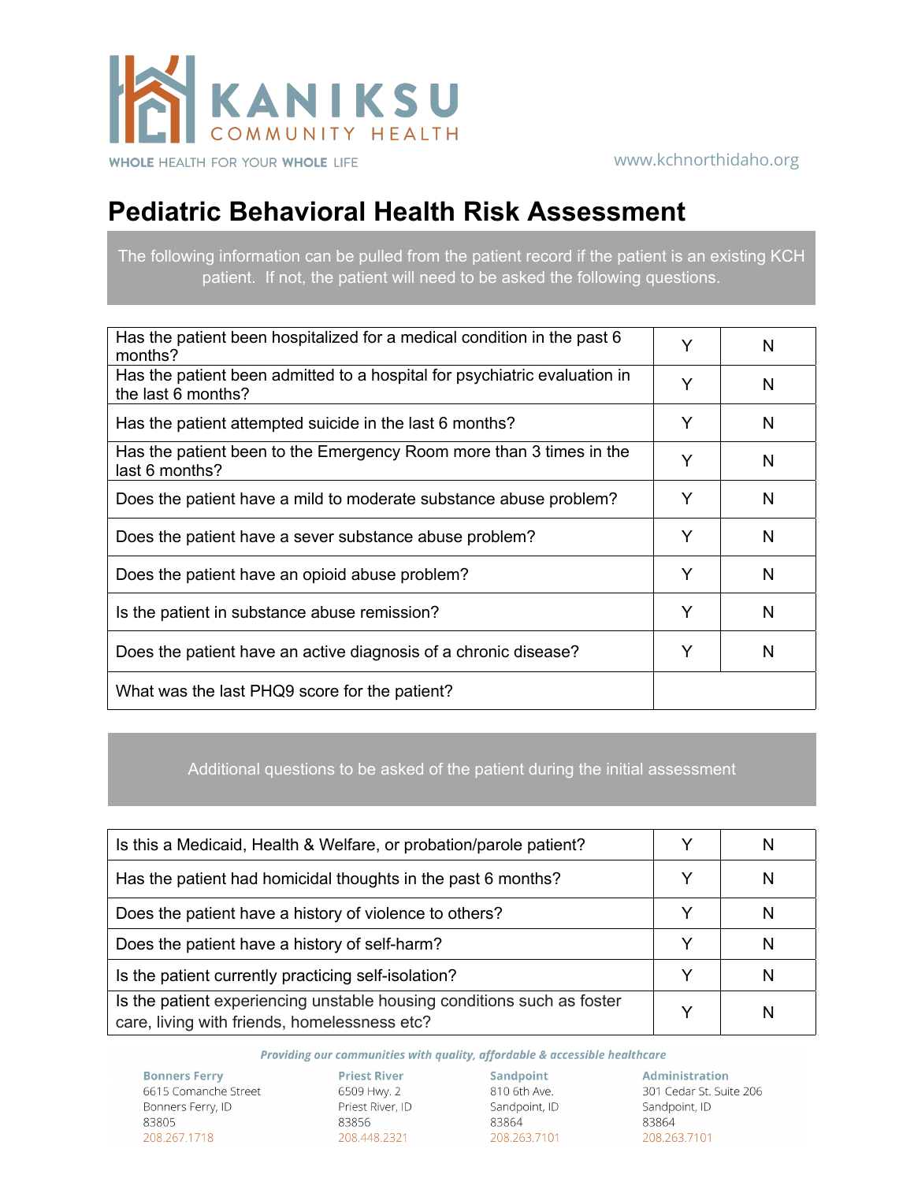KANIKSU COMMUNITY HEALTH

WHOLE HEALTH FOR YOUR WHOLE LIFE

www.kchnorthidaho.org

# Pediatric Behavioral Health Risk Assessment

The following information can be pulled from the patient record if the patient is an existing KCH patient. If not, the patient will need to be asked the following questions.

| | | |
|---|---|---|
| Has the patient been hospitalized for a medical condition in the past 6 months? | Y | N |
| Has the patient been admitted to a hospital for psychiatric evaluation in the last 6 months? | Y | N |
| Has the patient attempted suicide in the last 6 months? | Y | N |
| Has the patient been to the Emergency Room more than 3 times in the last 6 months? | Y | N |
| Does the patient have a mild to moderate substance abuse problem? | Y | N |
| Does the patient have a sever substance abuse problem? | Y | N |
| Does the patient have an opioid abuse problem? | Y | N |
| Is the patient in substance abuse remission? | Y | N |
| Does the patient have an active diagnosis of a chronic disease? | Y | N |
| What was the last PHQ9 score for the patient? | | |

Additional questions to be asked of the patient during the initial assessment

| | | |
|---|---|---|
| Is this a Medicaid, Health & Welfare, or probation/parole patient? | Y | N |
| Has the patient had homicidal thoughts in the past 6 months? | Y | N |
| Does the patient have a history of violence to others? | Y | N |
| Does the patient have a history of self-harm? | Y | N |
| Is the patient currently practicing self-isolation? | Y | N |
| Is the patient experiencing unstable housing conditions such as foster care, living with friends, homelessness etc? | Y | N |

*Providing our communities with quality, affordable & accessible healthcare*

**Bonners Ferry**
6615 Comanche Street
Bonners Ferry, ID
83805
208.267.1718

**Priest River**
6509 Hwy. 2
Priest River, ID
83856
208.448.2321

**Sandpoint**
810 6th Ave.
Sandpoint, ID
83864
208.263.7101

**Administration**
301 Cedar St. Suite 206
Sandpoint, ID
83864
208.263.7101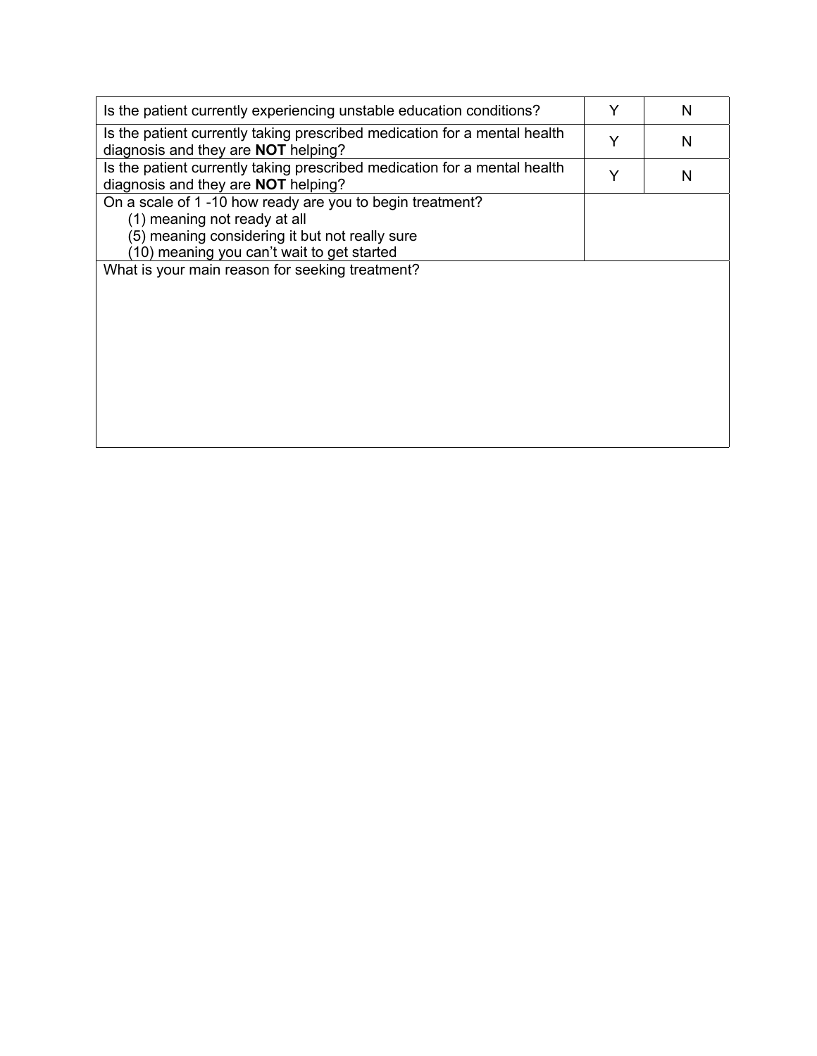| | | |
|---|---|---|
| Is the patient currently experiencing unstable education conditions? | Y | N |
| Is the patient currently taking prescribed medication for a mental health diagnosis and they are **NOT** helping? | Y | N |
| Is the patient currently taking prescribed medication for a mental health diagnosis and they are **NOT** helping? | Y | N |
| On a scale of 1 -10 how ready are you to begin treatment?<br>(1) meaning not ready at all<br>(5) meaning considering it but not really sure<br>(10) meaning you can't wait to get started | | |
| What is your main reason for seeking treatment? | | |